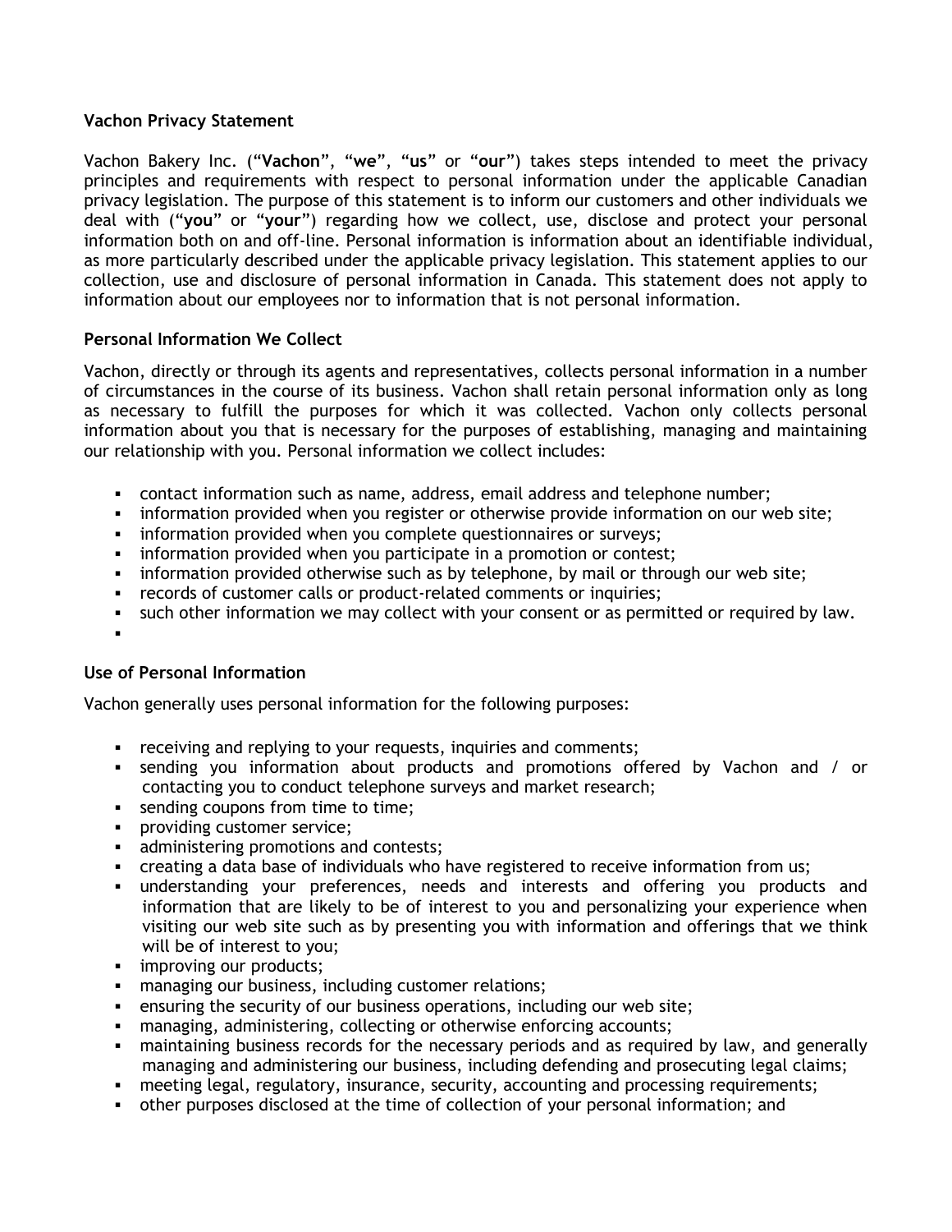**Vachon Privacy Statement**

Vachon Bakery Inc. ("**Vachon**", "**we**", "**us**" or "**our**") takes steps intended to meet the privacy principles and requirements with respect to personal information under the applicable Canadian privacy legislation. The purpose of this statement is to inform our customers and other individuals we deal with ("**you**" or "**your**") regarding how we collect, use, disclose and protect your personal information both on and off-line. Personal information is information about an identifiable individual, as more particularly described under the applicable privacy legislation. This statement applies to our collection, use and disclosure of personal information in Canada. This statement does not apply to information about our employees nor to information that is not personal information.

**Personal Information We Collect**

Vachon, directly or through its agents and representatives, collects personal information in a number of circumstances in the course of its business. Vachon shall retain personal information only as long as necessary to fulfill the purposes for which it was collected. Vachon only collects personal information about you that is necessary for the purposes of establishing, managing and maintaining our relationship with you. Personal information we collect includes:

- contact information such as name, address, email address and telephone number;
- information provided when you register or otherwise provide information on our web site;
- information provided when you complete questionnaires or surveys;
- information provided when you participate in a promotion or contest;
- information provided otherwise such as by telephone, by mail or through our web site;
- records of customer calls or product-related comments or inquiries;
- such other information we may collect with your consent or as permitted or required by law.

**Use of Personal Information**

Vachon generally uses personal information for the following purposes:

- receiving and replying to your requests, inquiries and comments;
- sending you information about products and promotions offered by Vachon and / or contacting you to conduct telephone surveys and market research;
- sending coupons from time to time;
- providing customer service;
- administering promotions and contests;
- creating a data base of individuals who have registered to receive information from us;
- understanding your preferences, needs and interests and offering you products and information that are likely to be of interest to you and personalizing your experience when visiting our web site such as by presenting you with information and offerings that we think will be of interest to you;
- improving our products;
- managing our business, including customer relations;
- ensuring the security of our business operations, including our web site;
- managing, administering, collecting or otherwise enforcing accounts;
- maintaining business records for the necessary periods and as required by law, and generally managing and administering our business, including defending and prosecuting legal claims;
- meeting legal, regulatory, insurance, security, accounting and processing requirements;
- other purposes disclosed at the time of collection of your personal information; and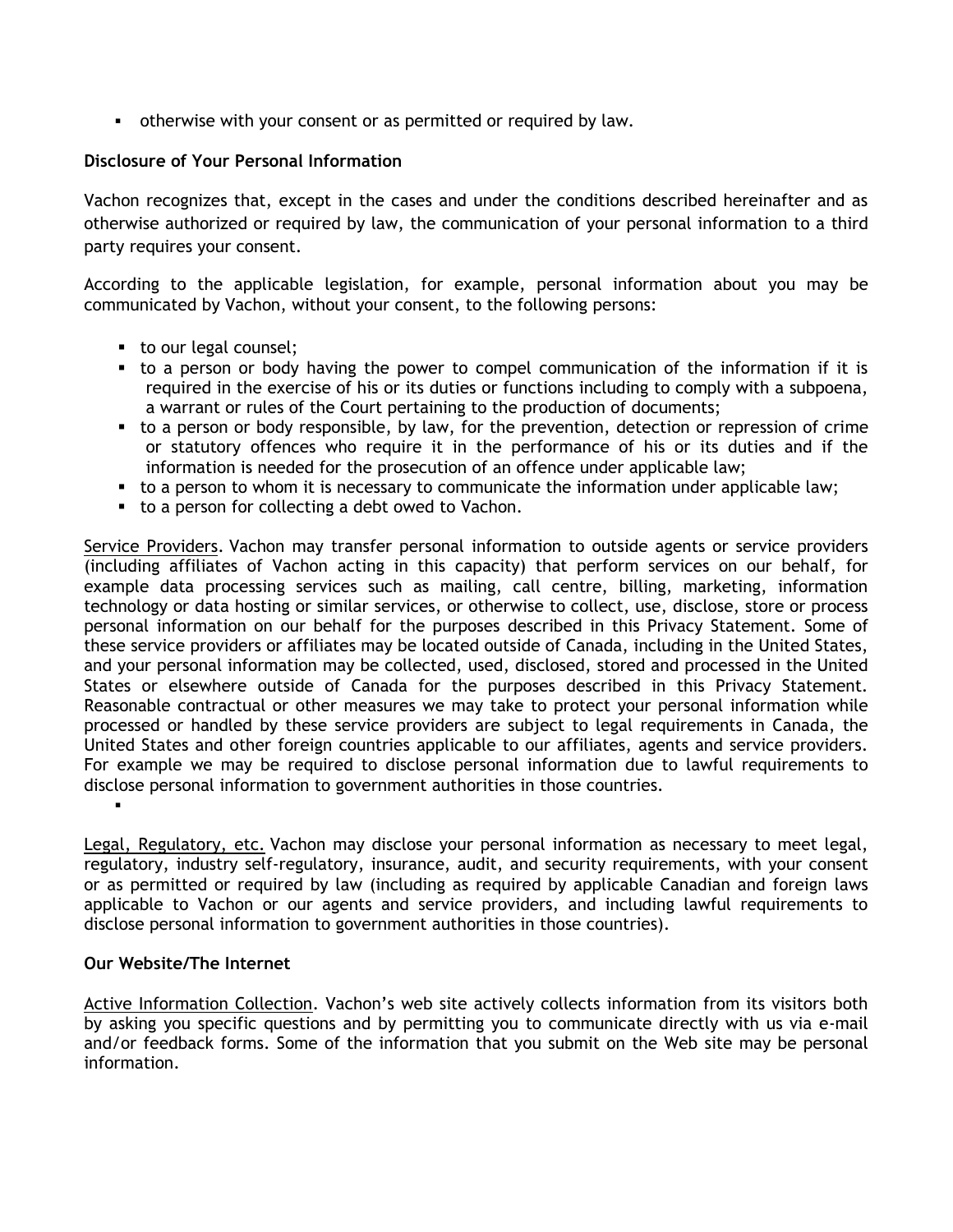- otherwise with your consent or as permitted or required by law.

**Disclosure of Your Personal Information**

Vachon recognizes that, except in the cases and under the conditions described hereinafter and as otherwise authorized or required by law, the communication of your personal information to a third party requires your consent.

According to the applicable legislation, for example, personal information about you may be communicated by Vachon, without your consent, to the following persons:

- to our legal counsel;
- to a person or body having the power to compel communication of the information if it is required in the exercise of his or its duties or functions including to comply with a subpoena, a warrant or rules of the Court pertaining to the production of documents;
- to a person or body responsible, by law, for the prevention, detection or repression of crime or statutory offences who require it in the performance of his or its duties and if the information is needed for the prosecution of an offence under applicable law;
- to a person to whom it is necessary to communicate the information under applicable law;
- to a person for collecting a debt owed to Vachon.

Service Providers. Vachon may transfer personal information to outside agents or service providers (including affiliates of Vachon acting in this capacity) that perform services on our behalf, for example data processing services such as mailing, call centre, billing, marketing, information technology or data hosting or similar services, or otherwise to collect, use, disclose, store or process personal information on our behalf for the purposes described in this Privacy Statement. Some of these service providers or affiliates may be located outside of Canada, including in the United States, and your personal information may be collected, used, disclosed, stored and processed in the United States or elsewhere outside of Canada for the purposes described in this Privacy Statement. Reasonable contractual or other measures we may take to protect your personal information while processed or handled by these service providers are subject to legal requirements in Canada, the United States and other foreign countries applicable to our affiliates, agents and service providers. For example we may be required to disclose personal information due to lawful requirements to disclose personal information to government authorities in those countries.

Legal, Regulatory, etc. Vachon may disclose your personal information as necessary to meet legal, regulatory, industry self-regulatory, insurance, audit, and security requirements, with your consent or as permitted or required by law (including as required by applicable Canadian and foreign laws applicable to Vachon or our agents and service providers, and including lawful requirements to disclose personal information to government authorities in those countries).

**Our Website/The Internet**

Active Information Collection. Vachon's web site actively collects information from its visitors both by asking you specific questions and by permitting you to communicate directly with us via e-mail and/or feedback forms. Some of the information that you submit on the Web site may be personal information.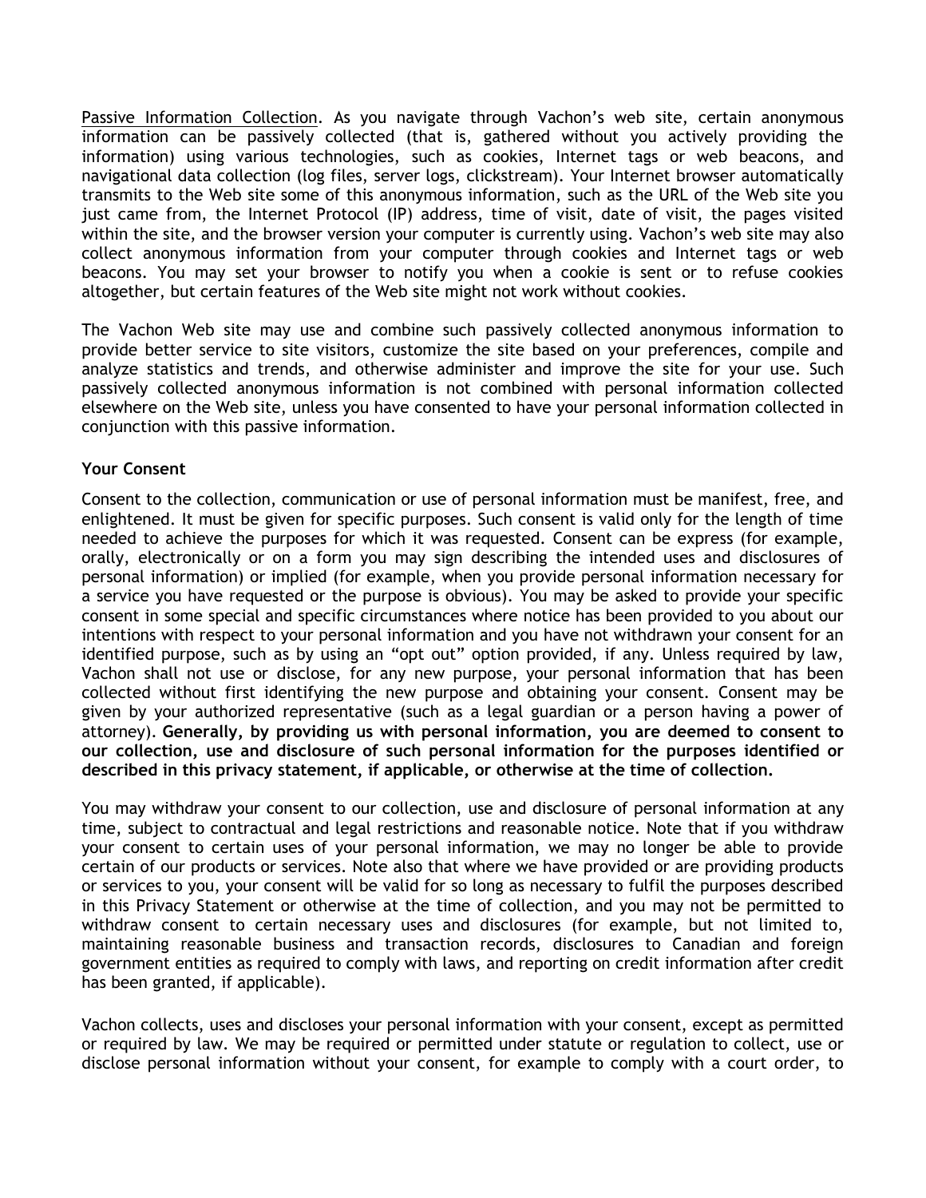<u>Passive Information Collection</u>. As you navigate through Vachon's web site, certain anonymous information can be passively collected (that is, gathered without you actively providing the information) using various technologies, such as cookies, Internet tags or web beacons, and navigational data collection (log files, server logs, clickstream). Your Internet browser automatically transmits to the Web site some of this anonymous information, such as the URL of the Web site you just came from, the Internet Protocol (IP) address, time of visit, date of visit, the pages visited within the site, and the browser version your computer is currently using. Vachon's web site may also collect anonymous information from your computer through cookies and Internet tags or web beacons. You may set your browser to notify you when a cookie is sent or to refuse cookies altogether, but certain features of the Web site might not work without cookies.

The Vachon Web site may use and combine such passively collected anonymous information to provide better service to site visitors, customize the site based on your preferences, compile and analyze statistics and trends, and otherwise administer and improve the site for your use. Such passively collected anonymous information is not combined with personal information collected elsewhere on the Web site, unless you have consented to have your personal information collected in conjunction with this passive information.

**Your Consent**

Consent to the collection, communication or use of personal information must be manifest, free, and enlightened. It must be given for specific purposes. Such consent is valid only for the length of time needed to achieve the purposes for which it was requested. Consent can be express (for example, orally, electronically or on a form you may sign describing the intended uses and disclosures of personal information) or implied (for example, when you provide personal information necessary for a service you have requested or the purpose is obvious). You may be asked to provide your specific consent in some special and specific circumstances where notice has been provided to you about our intentions with respect to your personal information and you have not withdrawn your consent for an identified purpose, such as by using an "opt out" option provided, if any. Unless required by law, Vachon shall not use or disclose, for any new purpose, your personal information that has been collected without first identifying the new purpose and obtaining your consent. Consent may be given by your authorized representative (such as a legal guardian or a person having a power of attorney). **Generally, by providing us with personal information, you are deemed to consent to our collection, use and disclosure of such personal information for the purposes identified or described in this privacy statement, if applicable, or otherwise at the time of collection.**

You may withdraw your consent to our collection, use and disclosure of personal information at any time, subject to contractual and legal restrictions and reasonable notice. Note that if you withdraw your consent to certain uses of your personal information, we may no longer be able to provide certain of our products or services. Note also that where we have provided or are providing products or services to you, your consent will be valid for so long as necessary to fulfil the purposes described in this Privacy Statement or otherwise at the time of collection, and you may not be permitted to withdraw consent to certain necessary uses and disclosures (for example, but not limited to, maintaining reasonable business and transaction records, disclosures to Canadian and foreign government entities as required to comply with laws, and reporting on credit information after credit has been granted, if applicable).

Vachon collects, uses and discloses your personal information with your consent, except as permitted or required by law. We may be required or permitted under statute or regulation to collect, use or disclose personal information without your consent, for example to comply with a court order, to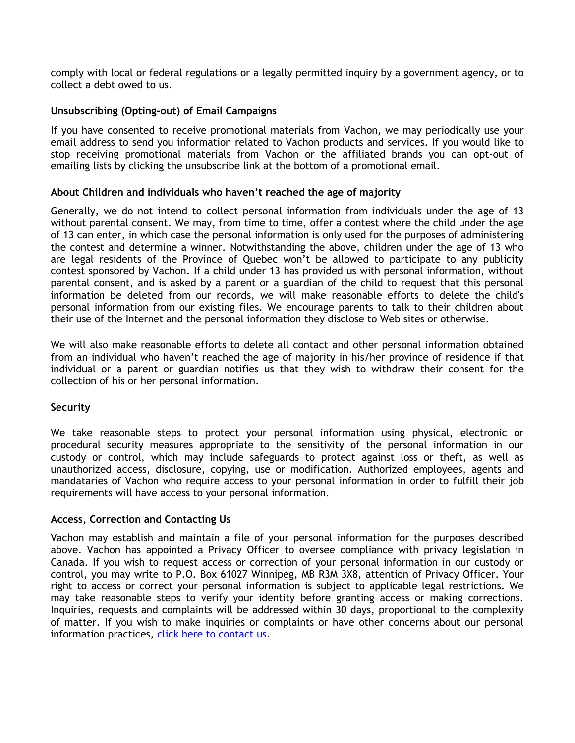comply with local or federal regulations or a legally permitted inquiry by a government agency, or to collect a debt owed to us.

**Unsubscribing (Opting-out) of Email Campaigns**

If you have consented to receive promotional materials from Vachon, we may periodically use your email address to send you information related to Vachon products and services. If you would like to stop receiving promotional materials from Vachon or the affiliated brands you can opt-out of emailing lists by clicking the unsubscribe link at the bottom of a promotional email.

**About Children and individuals who haven't reached the age of majority**

Generally, we do not intend to collect personal information from individuals under the age of 13 without parental consent. We may, from time to time, offer a contest where the child under the age of 13 can enter, in which case the personal information is only used for the purposes of administering the contest and determine a winner. Notwithstanding the above, children under the age of 13 who are legal residents of the Province of Quebec won't be allowed to participate to any publicity contest sponsored by Vachon. If a child under 13 has provided us with personal information, without parental consent, and is asked by a parent or a guardian of the child to request that this personal information be deleted from our records, we will make reasonable efforts to delete the child's personal information from our existing files. We encourage parents to talk to their children about their use of the Internet and the personal information they disclose to Web sites or otherwise.

We will also make reasonable efforts to delete all contact and other personal information obtained from an individual who haven't reached the age of majority in his/her province of residence if that individual or a parent or guardian notifies us that they wish to withdraw their consent for the collection of his or her personal information.

**Security**

We take reasonable steps to protect your personal information using physical, electronic or procedural security measures appropriate to the sensitivity of the personal information in our custody or control, which may include safeguards to protect against loss or theft, as well as unauthorized access, disclosure, copying, use or modification. Authorized employees, agents and mandataries of Vachon who require access to your personal information in order to fulfill their job requirements will have access to your personal information.

**Access, Correction and Contacting Us**

Vachon may establish and maintain a file of your personal information for the purposes described above. Vachon has appointed a Privacy Officer to oversee compliance with privacy legislation in Canada. If you wish to request access or correction of your personal information in our custody or control, you may write to P.O. Box 61027 Winnipeg, MB R3M 3X8, attention of Privacy Officer. Your right to access or correct your personal information is subject to applicable legal restrictions. We may take reasonable steps to verify your identity before granting access or making corrections. Inquiries, requests and complaints will be addressed within 30 days, proportional to the complexity of matter. If you wish to make inquiries or complaints or have other concerns about our personal information practices, click here to contact us.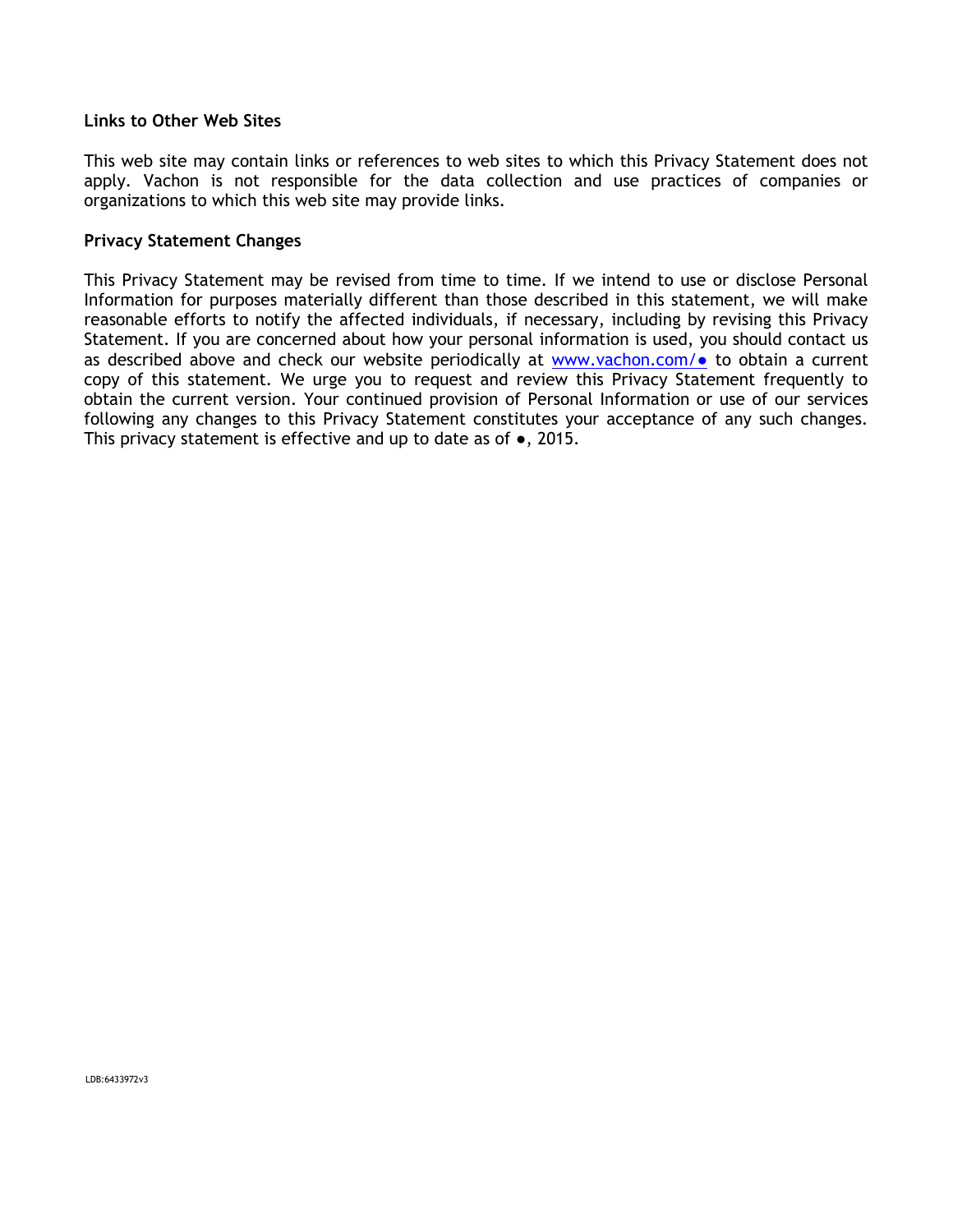**Links to Other Web Sites**

This web site may contain links or references to web sites to which this Privacy Statement does not apply. Vachon is not responsible for the data collection and use practices of companies or organizations to which this web site may provide links.

**Privacy Statement Changes**

This Privacy Statement may be revised from time to time. If we intend to use or disclose Personal Information for purposes materially different than those described in this statement, we will make reasonable efforts to notify the affected individuals, if necessary, including by revising this Privacy Statement. If you are concerned about how your personal information is used, you should contact us as described above and check our website periodically at www.vachon.com/● to obtain a current copy of this statement. We urge you to request and review this Privacy Statement frequently to obtain the current version. Your continued provision of Personal Information or use of our services following any changes to this Privacy Statement constitutes your acceptance of any such changes. This privacy statement is effective and up to date as of ●, 2015.

LDB:6433972v3